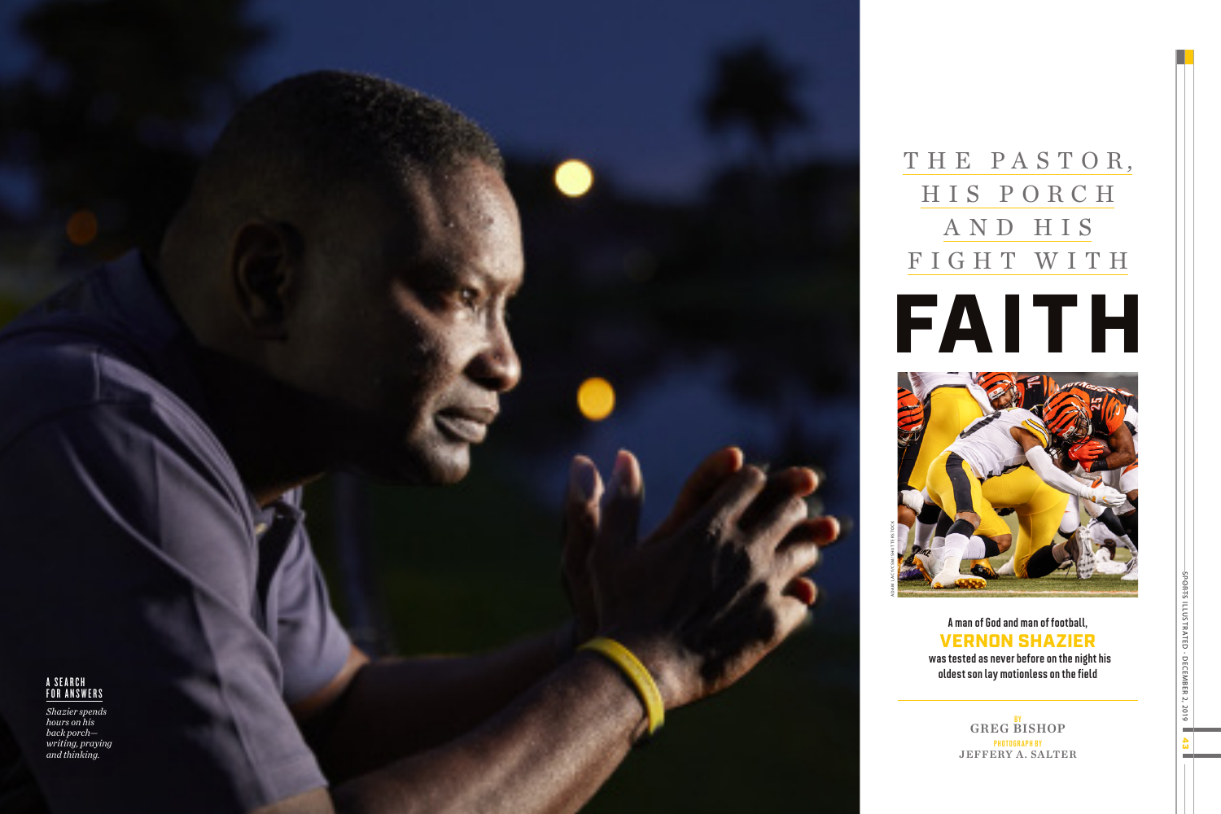# THE PASTOR, HIS PORCH AND HIS FIGHT WITH FAITH

A man of God and man of football, **VERNON SHAZIER** was tested as never before on the night his oldest son lay motionless on the field

BY GREG BISHOP

PHOTOGRAPH BY JEFFERY A. SALTER

ADAM LACY/CSM/SHUTTERSTOCK

**A SEARCH FOR ANSWERS**

*Shazier spends hours on his back porch—writing, praying and thinking.*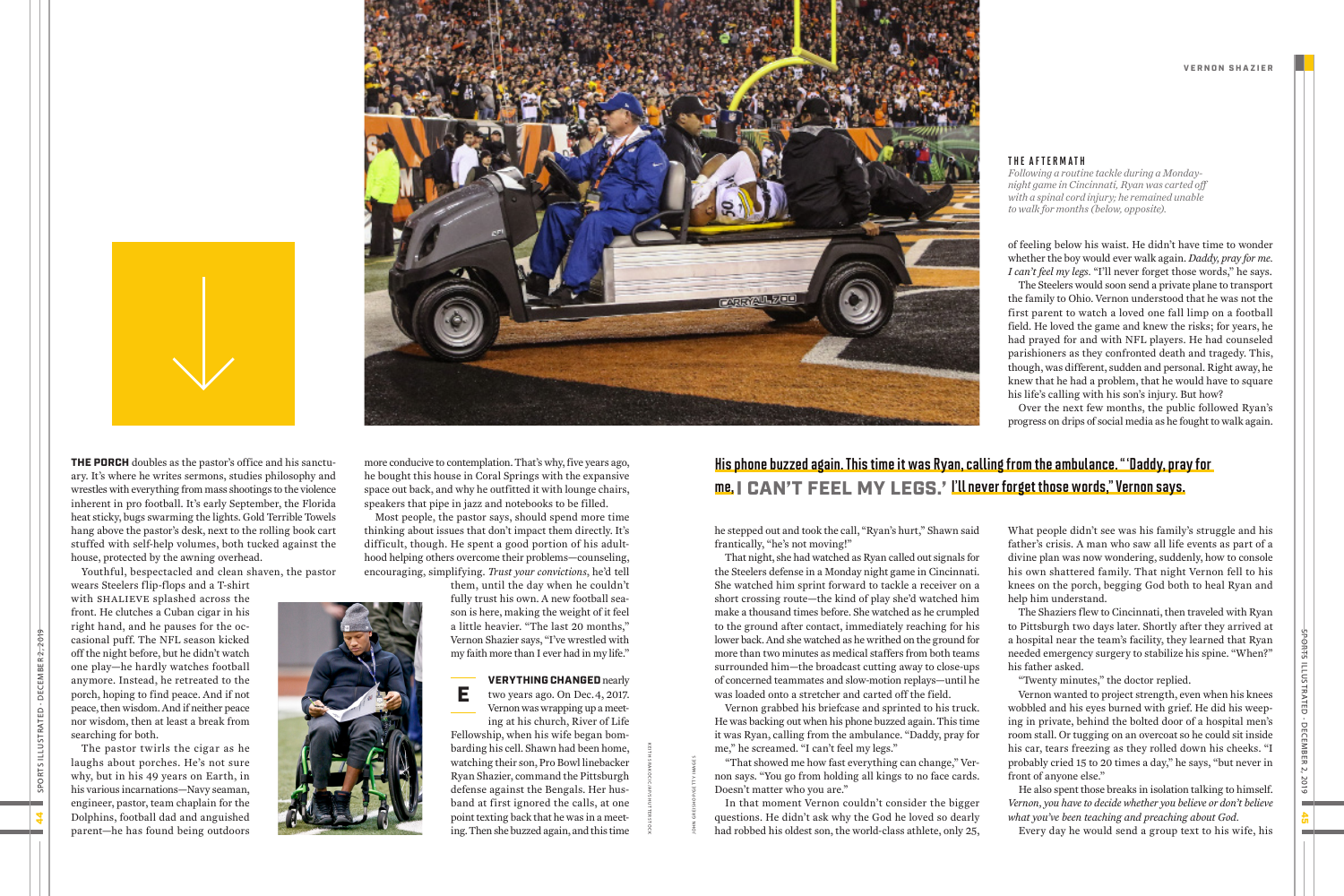**THE PORCH** doubles as the pastor's office and his sanctuary. It's where he writes sermons, studies philosophy and wrestles with everything from mass shootings to the violence inherent in pro football. It's early September, the Florida heat sticky, bugs swarming the lights. Gold Terrible Towels hang above the pastor's desk, next to the rolling book cart stuffed with self-help volumes, both tucked against the house, protected by the awning overhead.

Youthful, bespectacled and clean shaven, the pastor wears Steelers flip-flops and a T-shirt with SHALIEVE splashed across the front. He clutches a Cuban cigar in his right hand, and he pauses for the occasional puff. The NFL season kicked off the night before, but he didn't watch one play—he hardly watches football anymore. Instead, he retreated to the porch, hoping to find peace. And if not peace, then wisdom. And if neither peace nor wisdom, then at least a break from searching for both.

The pastor twirls the cigar as he laughs about porches. He's not sure why, but in his 49 years on Earth, in his various incarnations—Navy seaman, engineer, pastor, team chaplain for the Dolphins, football dad and anguished parent—he has found being outdoors more conducive to contemplation. That's why, five years ago, he bought this house in Coral Springs with the expansive space out back, and why he outfitted it with lounge chairs, speakers that pipe in jazz and notebooks to be filled.

Most people, the pastor says, should spend more time thinking about issues that don't impact them directly. It's difficult, though. He spent a good portion of his adulthood helping others overcome their problems—counseling, encouraging, simplifying. *Trust your convictions*, he'd tell them, until the day when he couldn't fully trust his own. A new football season is here, making the weight of it feel a little heavier. "The last 20 months," Vernon Shazier says, "I've wrestled with my faith more than I ever had in my life."

**EVERYTHING CHANGED** nearly two years ago. On Dec. 4, 2017. Vernon was wrapping up a meeting at his church, River of Life Fellowship, when his wife began bombarding his cell. Shawn had been home, watching their son, Pro Bowl linebacker Ryan Shazier, command the Pittsburgh defense against the Bengals. Her husband at first ignored the calls, at one point texting back that he was in a meeting. Then she buzzed again, and this time he stepped out and took the call. "Ryan's hurt," Shawn said frantically, "he's not moving!"

That night, she had watched as Ryan called out signals for the Steelers defense in a Monday night game in Cincinnati. She watched him sprint forward to tackle a receiver on a short crossing route—the kind of play she'd watched him make a thousand times before. She watched as he crumpled to the ground after contact, immediately reaching for his lower back. And she watched as he writhed on the ground for more than two minutes as medical staffers from both teams surrounded him—the broadcast cutting away to close-ups of concerned teammates and slow-motion replays—until he was loaded onto a stretcher and carted off the field.

Vernon grabbed his briefcase and sprinted to his truck. He was backing out when his phone buzzed again. This time it was Ryan, calling from the ambulance. "Daddy, pray for me," he screamed. "I can't feel my legs."

"That showed me how fast everything can change," Vernon says. "You go from holding all kings to no face cards. Doesn't matter who you are."

In that moment Vernon couldn't consider the bigger questions. He didn't ask why the God he loved so dearly had robbed his oldest son, the world-class athlete, only 25, of feeling below his waist. He didn't have time to wonder whether the boy would ever walk again. *Daddy, pray for me. I can't feel my legs.* "I'll never forget those words," he says.

The Steelers would soon send a private plane to transport the family to Ohio. Vernon understood that he was not the first parent to watch a loved one fall limp on a football field. He loved the game and knew the risks; for years, he had prayed for and with NFL players. He had counseled parishioners as they confronted death and tragedy. This, though, was different, sudden and personal. Right away, he knew that he had a problem, that he would have to square his life's calling with his son's injury. But how?

Over the next few months, the public followed Ryan's progress on drips of social media as he fought to walk again. What people didn't see was his family's struggle and his father's crisis. A man who saw all life events as part of a divine plan was now wondering, suddenly, how to console his own shattered family. That night Vernon fell to his knees on the porch, begging God both to heal Ryan and help him understand.

The Shaziers flew to Cincinnati, then traveled with Ryan to Pittsburgh two days later. Shortly after they arrived at a hospital near the team's facility, they learned that Ryan needed emergency surgery to stabilize his spine. "When?" his father asked.

"Twenty minutes," the doctor replied.

Vernon wanted to project strength, even when his knees wobbled and his eyes burned with grief. He did his weeping in private, behind the bolted door of a hospital men's room stall. Or tugging on an overcoat so he could sit inside his car, tears freezing as they rolled down his cheeks. "I probably cried 15 to 20 times a day," he says, "but never in front of anyone else."

He also spent those breaks in isolation talking to himself. *Vernon, you have to decide whether you believe or don't believe what you've been teaching and preaching about God.*

Every day he would send a group text to his wife, his

**His phone buzzed again. This time it was Ryan, calling from the ambulance. "'Daddy, pray for me, I CAN'T FEEL MY LEGS.' I'll never forget those words," Vernon says.**

**THE AFTERMATH**
*Following a routine tackle during a Monday-night game in Cincinnati, Ryan was carted off with a spinal cord injury; he remained unable to walk for months (below, opposite).*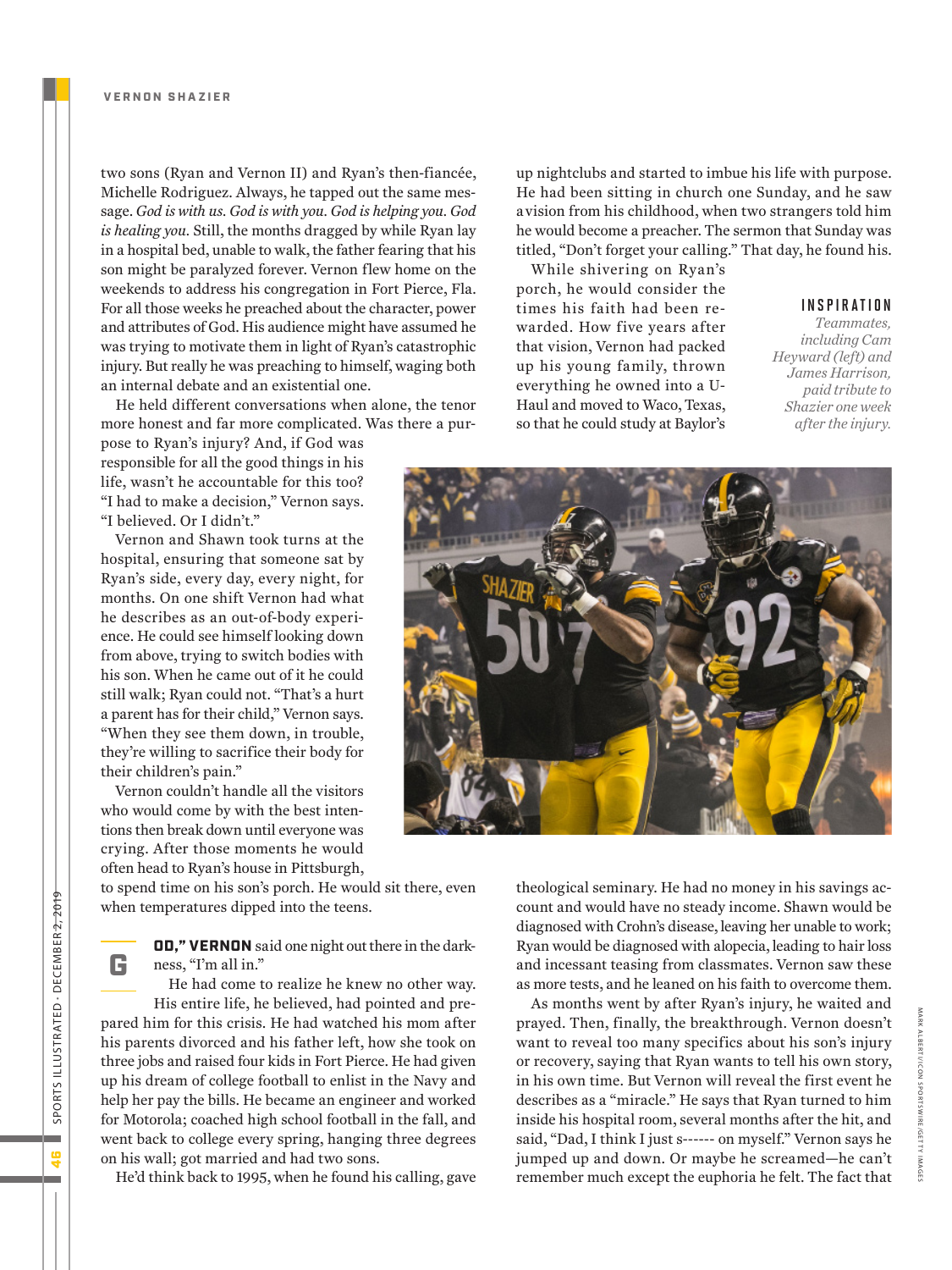two sons (Ryan and Vernon II) and Ryan's then-fiancée, Michelle Rodriguez. Always, he tapped out the same message. *God is with us. God is with you. God is helping you. God is healing you.* Still, the months dragged by while Ryan lay in a hospital bed, unable to walk, the father fearing that his son might be paralyzed forever. Vernon flew home on the weekends to address his congregation in Fort Pierce, Fla. For all those weeks he preached about the character, power and attributes of God. His audience might have assumed he was trying to motivate them in light of Ryan's catastrophic injury. But really he was preaching to himself, waging both an internal debate and an existential one.

He held different conversations when alone, the tenor more honest and far more complicated. Was there a purpose to Ryan's injury? And, if God was responsible for all the good things in his life, wasn't he accountable for this too? "I had to make a decision," Vernon says. "I believed. Or I didn't."

Vernon and Shawn took turns at the hospital, ensuring that someone sat by Ryan's side, every day, every night, for months. On one shift Vernon had what he describes as an out-of-body experience. He could see himself looking down from above, trying to switch bodies with his son. When he came out of it he could still walk; Ryan could not. "That's a hurt a parent has for their child," Vernon says. "When they see them down, in trouble, they're willing to sacrifice their body for their children's pain."

Vernon couldn't handle all the visitors who would come by with the best intentions then break down until everyone was crying. After those moments he would often head to Ryan's house in Pittsburgh, to spend time on his son's porch. He would sit there, even when temperatures dipped into the teens.

**GOD," VERNON** said one night out there in the darkness, "I'm all in."

He had come to realize he knew no other way. His entire life, he believed, had pointed and prepared him for this crisis. He had watched his mom after his parents divorced and his father left, how she took on three jobs and raised four kids in Fort Pierce. He had given up his dream of college football to enlist in the Navy and help her pay the bills. He became an engineer and worked for Motorola; coached high school football in the fall, and went back to college every spring, hanging three degrees on his wall; got married and had two sons.

He'd think back to 1995, when he found his calling, gave up nightclubs and started to imbue his life with purpose. He had been sitting in church one Sunday, and he saw a vision from his childhood, when two strangers told him he would become a preacher. The sermon that Sunday was titled, "Don't forget your calling." That day, he found his.

While shivering on Ryan's porch, he would consider the times his faith had been rewarded. How five years after that vision, Vernon had packed up his young family, thrown everything he owned into a U-Haul and moved to Waco, Texas, so that he could study at Baylor's theological seminary. He had no money in his savings account and would have no steady income. Shawn would be diagnosed with Crohn's disease, leaving her unable to work; Ryan would be diagnosed with alopecia, leading to hair loss and incessant teasing from classmates. Vernon saw these as more tests, and he leaned on his faith to overcome them.

**INSPIRATION** *Teammates, including Cam Heyward (left) and James Harrison, paid tribute to Shazier one week after the injury.*

As months went by after Ryan's injury, he waited and prayed. Then, finally, the breakthrough. Vernon doesn't want to reveal too many specifics about his son's injury or recovery, saying that Ryan wants to tell his own story, in his own time. But Vernon will reveal the first event he describes as a "miracle." He says that Ryan turned to him inside his hospital room, several months after the hit, and said, "Dad, I think I just s------ on myself." Vernon says he jumped up and down. Or maybe he screamed—he can't remember much except the euphoria he felt. The fact that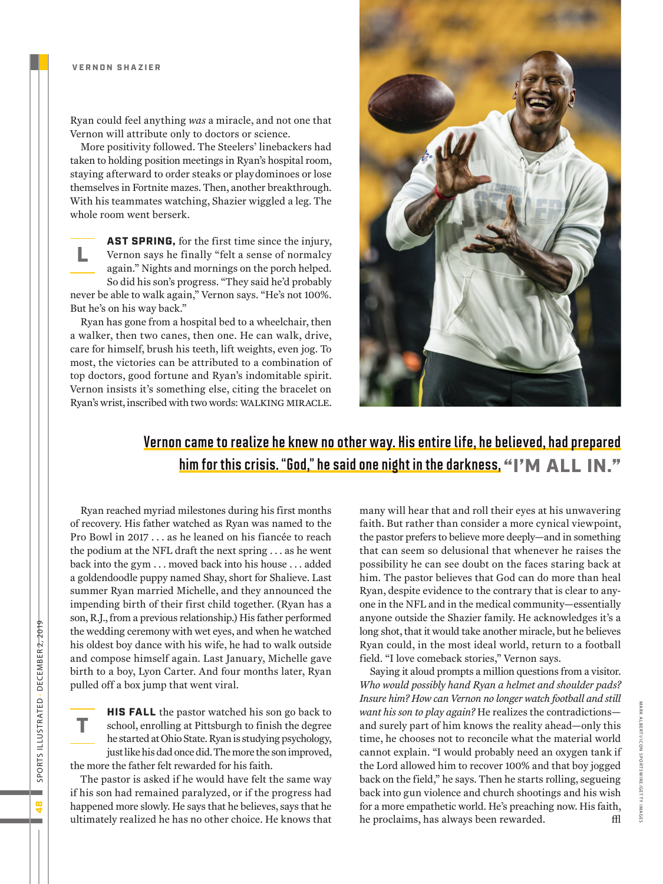Ryan could feel anything *was* a miracle, and not one that Vernon will attribute only to doctors or science.

More positivity followed. The Steelers' linebackers had taken to holding position meetings in Ryan's hospital room, staying afterward to order steaks or play dominoes or lose themselves in Fortnite mazes. Then, another breakthrough. With his teammates watching, Shazier wiggled a leg. The whole room went berserk.

**LAST SPRING,** for the first time since the injury, Vernon says he finally "felt a sense of normalcy again." Nights and mornings on the porch helped. So did his son's progress. "They said he'd probably never be able to walk again," Vernon says. "He's not 100%. But he's on his way back."

Ryan has gone from a hospital bed to a wheelchair, then a walker, then two canes, then one. He can walk, drive, care for himself, brush his teeth, lift weights, even jog. To most, the victories can be attributed to a combination of top doctors, good fortune and Ryan's indomitable spirit. Vernon insists it's something else, citing the bracelet on Ryan's wrist, inscribed with two words: WALKING MIRACLE.

MARK ALBERTI/ICON SPORTSWIRE/GETTY IMAGES

**Vernon came to realize he knew no other way. His entire life, he believed, had prepared him for this crisis. "God," he said one night in the darkness, "I'M ALL IN."**

Ryan reached myriad milestones during his first months of recovery. His father watched as Ryan was named to the Pro Bowl in 2017 . . . as he leaned on his fiancée to reach the podium at the NFL draft the next spring . . . as he went back into the gym . . . moved back into his house . . . added a goldendoodle puppy named Shay, short for Shalieve. Last summer Ryan married Michelle, and they announced the impending birth of their first child together. (Ryan has a son, R.J., from a previous relationship.) His father performed the wedding ceremony with wet eyes, and when he watched his oldest boy dance with his wife, he had to walk outside and compose himself again. Last January, Michelle gave birth to a boy, Lyon Carter. And four months later, Ryan pulled off a box jump that went viral.

**THIS FALL** the pastor watched his son go back to school, enrolling at Pittsburgh to finish the degree he started at Ohio State. Ryan is studying psychology, just like his dad once did. The more the son improved, the more the father felt rewarded for his faith.

The pastor is asked if he would have felt the same way if his son had remained paralyzed, or if the progress had happened more slowly. He says that he believes, says that he ultimately realized he has no other choice. He knows that many will hear that and roll their eyes at his unwavering faith. But rather than consider a more cynical viewpoint, the pastor prefers to believe more deeply—and in something that can seem so delusional that whenever he raises the possibility he can see doubt on the faces staring back at him. The pastor believes that God can do more than heal Ryan, despite evidence to the contrary that is clear to anyone in the NFL and in the medical community—essentially anyone outside the Shazier family. He acknowledges it's a long shot, that it would take another miracle, but he believes Ryan could, in the most ideal world, return to a football field. "I love comeback stories," Vernon says.

Saying it aloud prompts a million questions from a visitor. *Who would possibly hand Ryan a helmet and shoulder pads? Insure him? How can Vernon no longer watch football and still want his son to play again?* He realizes the contradictions—and surely part of him knows the reality ahead—only this time, he chooses not to reconcile what the material world cannot explain. "I would probably need an oxygen tank if the Lord allowed him to recover 100% and that boy jogged back on the field," he says. Then he starts rolling, segueing back into gun violence and church shootings and his wish for a more empathetic world. He's preaching now. His faith, he proclaims, has always been rewarded.